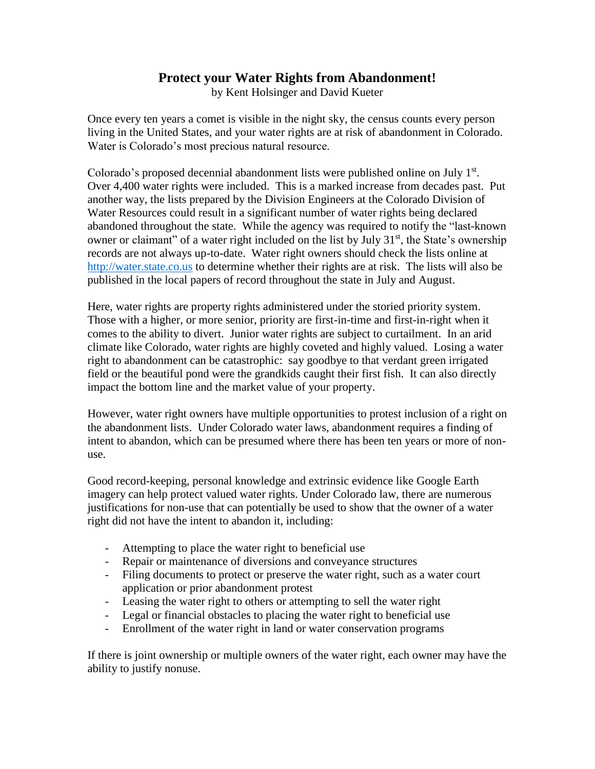# Protect your Water Rights from Abandonment!

by Kent Holsinger and David Kueter

Once every ten years a comet is visible in the night sky, the census counts every person living in the United States, and your water rights are at risk of abandonment in Colorado. Water is Colorado's most precious natural resource.

Colorado's proposed decennial abandonment lists were published online on July 1st. Over 4,400 water rights were included. This is a marked increase from decades past. Put another way, the lists prepared by the Division Engineers at the Colorado Division of Water Resources could result in a significant number of water rights being declared abandoned throughout the state. While the agency was required to notify the "last-known owner or claimant" of a water right included on the list by July 31st, the State's ownership records are not always up-to-date. Water right owners should check the lists online at [http://water.state.co.us](http://water.state.co.us) to determine whether their rights are at risk. The lists will also be published in the local papers of record throughout the state in July and August.

Here, water rights are property rights administered under the storied priority system. Those with a higher, or more senior, priority are first-in-time and first-in-right when it comes to the ability to divert. Junior water rights are subject to curtailment. In an arid climate like Colorado, water rights are highly coveted and highly valued. Losing a water right to abandonment can be catastrophic: say goodbye to that verdant green irrigated field or the beautiful pond were the grandkids caught their first fish. It can also directly impact the bottom line and the market value of your property.

However, water right owners have multiple opportunities to protest inclusion of a right on the abandonment lists. Under Colorado water laws, abandonment requires a finding of intent to abandon, which can be presumed where there has been ten years or more of non-use.

Good record-keeping, personal knowledge and extrinsic evidence like Google Earth imagery can help protect valued water rights. Under Colorado law, there are numerous justifications for non-use that can potentially be used to show that the owner of a water right did not have the intent to abandon it, including:

- Attempting to place the water right to beneficial use
- Repair or maintenance of diversions and conveyance structures
- Filing documents to protect or preserve the water right, such as a water court application or prior abandonment protest
- Leasing the water right to others or attempting to sell the water right
- Legal or financial obstacles to placing the water right to beneficial use
- Enrollment of the water right in land or water conservation programs

If there is joint ownership or multiple owners of the water right, each owner may have the ability to justify nonuse.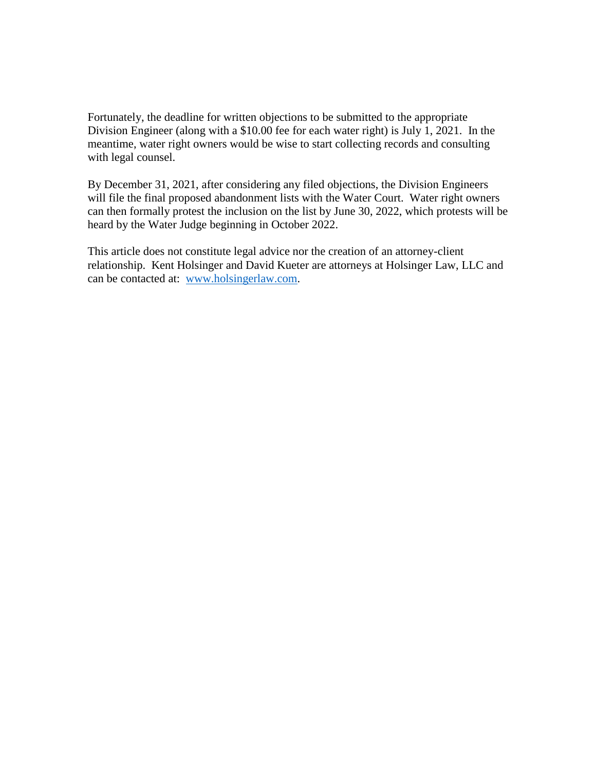Fortunately, the deadline for written objections to be submitted to the appropriate Division Engineer (along with a $10.00 fee for each water right) is July 1, 2021. In the meantime, water right owners would be wise to start collecting records and consulting with legal counsel.

By December 31, 2021, after considering any filed objections, the Division Engineers will file the final proposed abandonment lists with the Water Court. Water right owners can then formally protest the inclusion on the list by June 30, 2022, which protests will be heard by the Water Judge beginning in October 2022.

This article does not constitute legal advice nor the creation of an attorney-client relationship. Kent Holsinger and David Kueter are attorneys at Holsinger Law, LLC and can be contacted at: [www.holsingerlaw.com](http://www.holsingerlaw.com).